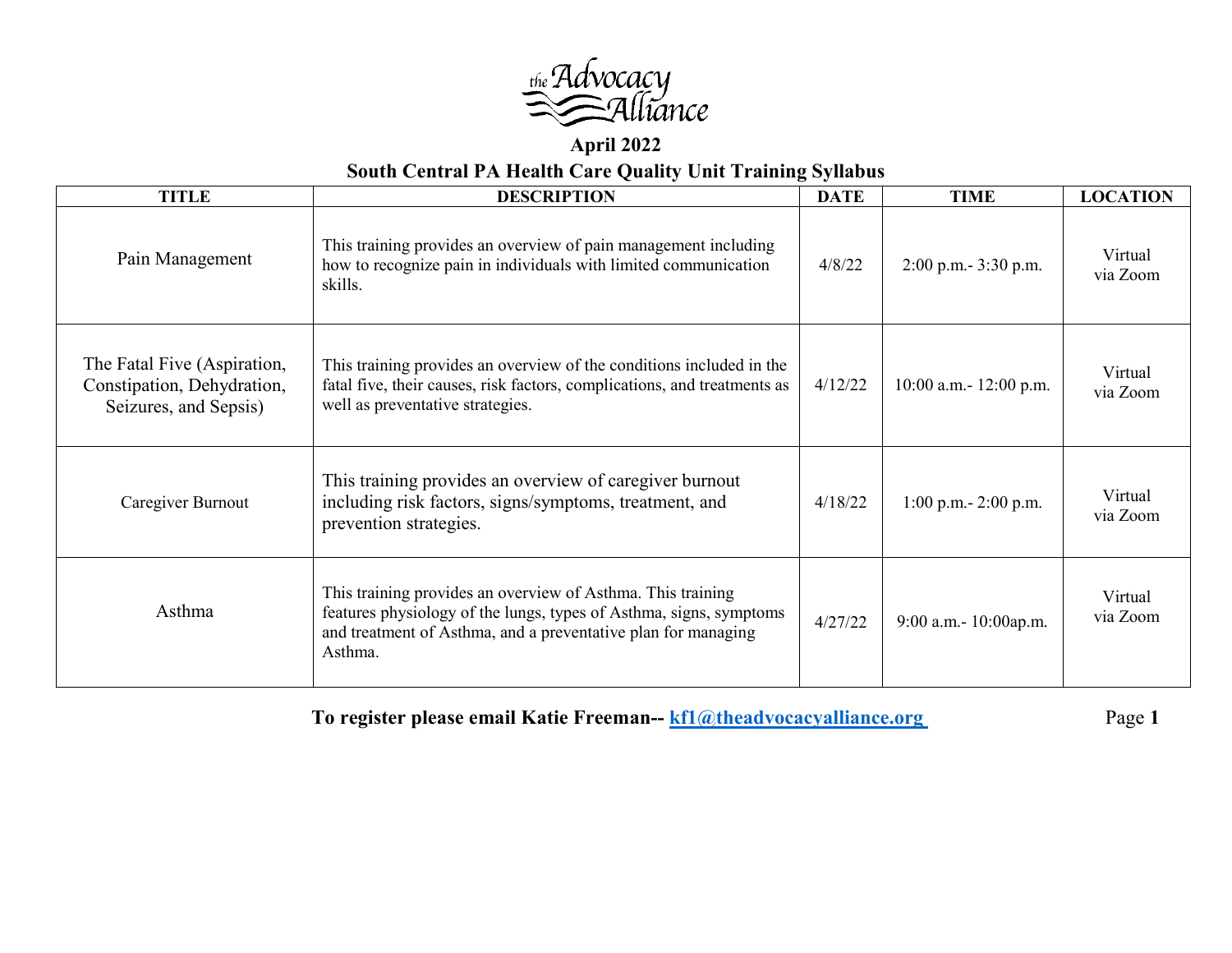the Advocacy Alliance

**April 2022**

**South Central PA Health Care Quality Unit Training Syllabus**

| TITLE | DESCRIPTION | DATE | TIME | LOCATION |
| --- | --- | --- | --- | --- |
| Pain Management | This training provides an overview of pain management including how to recognize pain in individuals with limited communication skills. | 4/8/22 | 2:00 p.m.- 3:30 p.m. | Virtual via Zoom |
| The Fatal Five (Aspiration, Constipation, Dehydration, Seizures, and Sepsis) | This training provides an overview of the conditions included in the fatal five, their causes, risk factors, complications, and treatments as well as preventative strategies. | 4/12/22 | 10:00 a.m.- 12:00 p.m. | Virtual via Zoom |
| Caregiver Burnout | This training provides an overview of caregiver burnout including risk factors, signs/symptoms, treatment, and prevention strategies. | 4/18/22 | 1:00 p.m.- 2:00 p.m. | Virtual via Zoom |
| Asthma | This training provides an overview of Asthma. This training features physiology of the lungs, types of Asthma, signs, symptoms and treatment of Asthma, and a preventative plan for managing Asthma. | 4/27/22 | 9:00 a.m.- 10:00ap.m. | Virtual via Zoom |

**To register please email Katie Freeman-- kf1@theadvocacyalliance.org**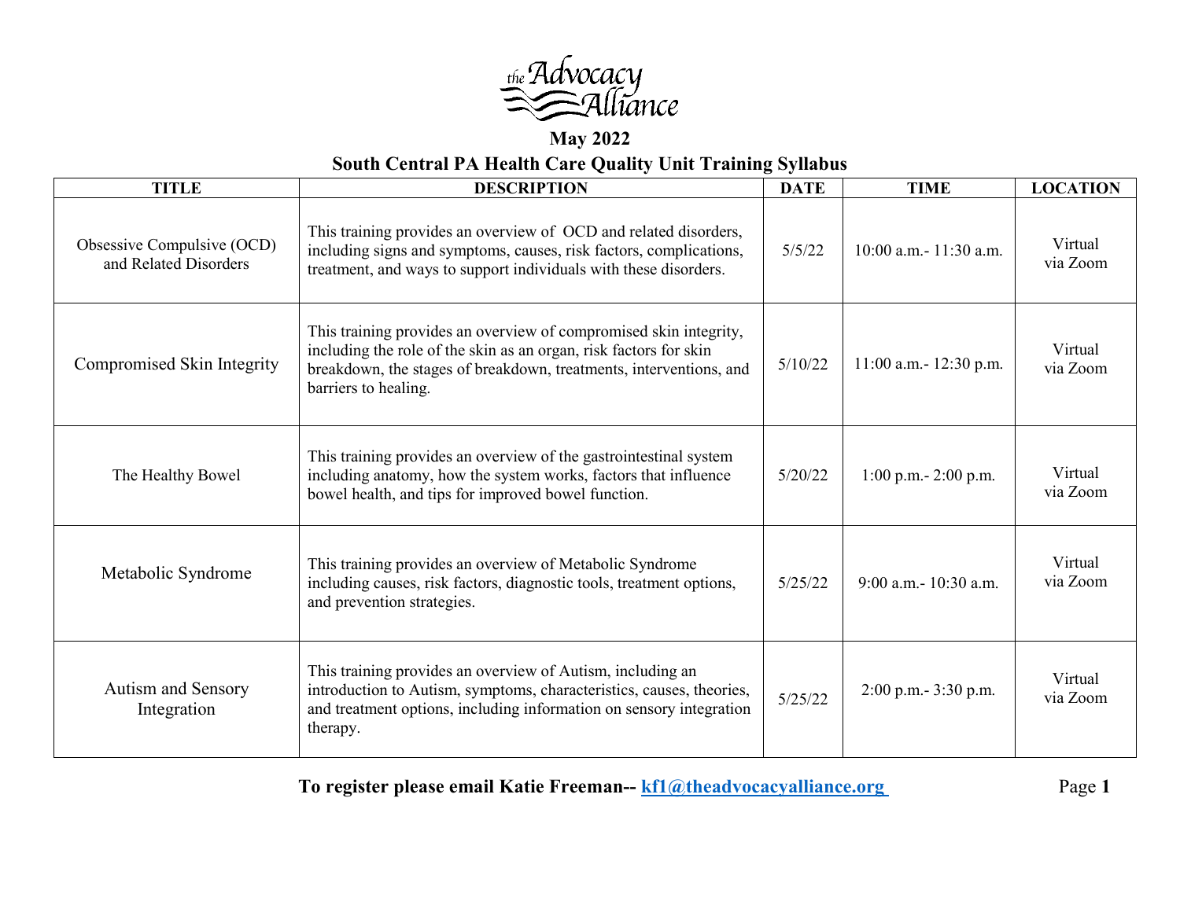the Advocacy Alliance

**May 2022**

**South Central PA Health Care Quality Unit Training Syllabus**

| TITLE | DESCRIPTION | DATE | TIME | LOCATION |
|---|---|---|---|---|
| Obsessive Compulsive (OCD) and Related Disorders | This training provides an overview of OCD and related disorders, including signs and symptoms, causes, risk factors, complications, treatment, and ways to support individuals with these disorders. | 5/5/22 | 10:00 a.m.- 11:30 a.m. | Virtual via Zoom |
| Compromised Skin Integrity | This training provides an overview of compromised skin integrity, including the role of the skin as an organ, risk factors for skin breakdown, the stages of breakdown, treatments, interventions, and barriers to healing. | 5/10/22 | 11:00 a.m.- 12:30 p.m. | Virtual via Zoom |
| The Healthy Bowel | This training provides an overview of the gastrointestinal system including anatomy, how the system works, factors that influence bowel health, and tips for improved bowel function. | 5/20/22 | 1:00 p.m.- 2:00 p.m. | Virtual via Zoom |
| Metabolic Syndrome | This training provides an overview of Metabolic Syndrome including causes, risk factors, diagnostic tools, treatment options, and prevention strategies. | 5/25/22 | 9:00 a.m.- 10:30 a.m. | Virtual via Zoom |
| Autism and Sensory Integration | This training provides an overview of Autism, including an introduction to Autism, symptoms, characteristics, causes, theories, and treatment options, including information on sensory integration therapy. | 5/25/22 | 2:00 p.m.- 3:30 p.m. | Virtual via Zoom |

**To register please email Katie Freeman-- kf1@theadvocacyalliance.org**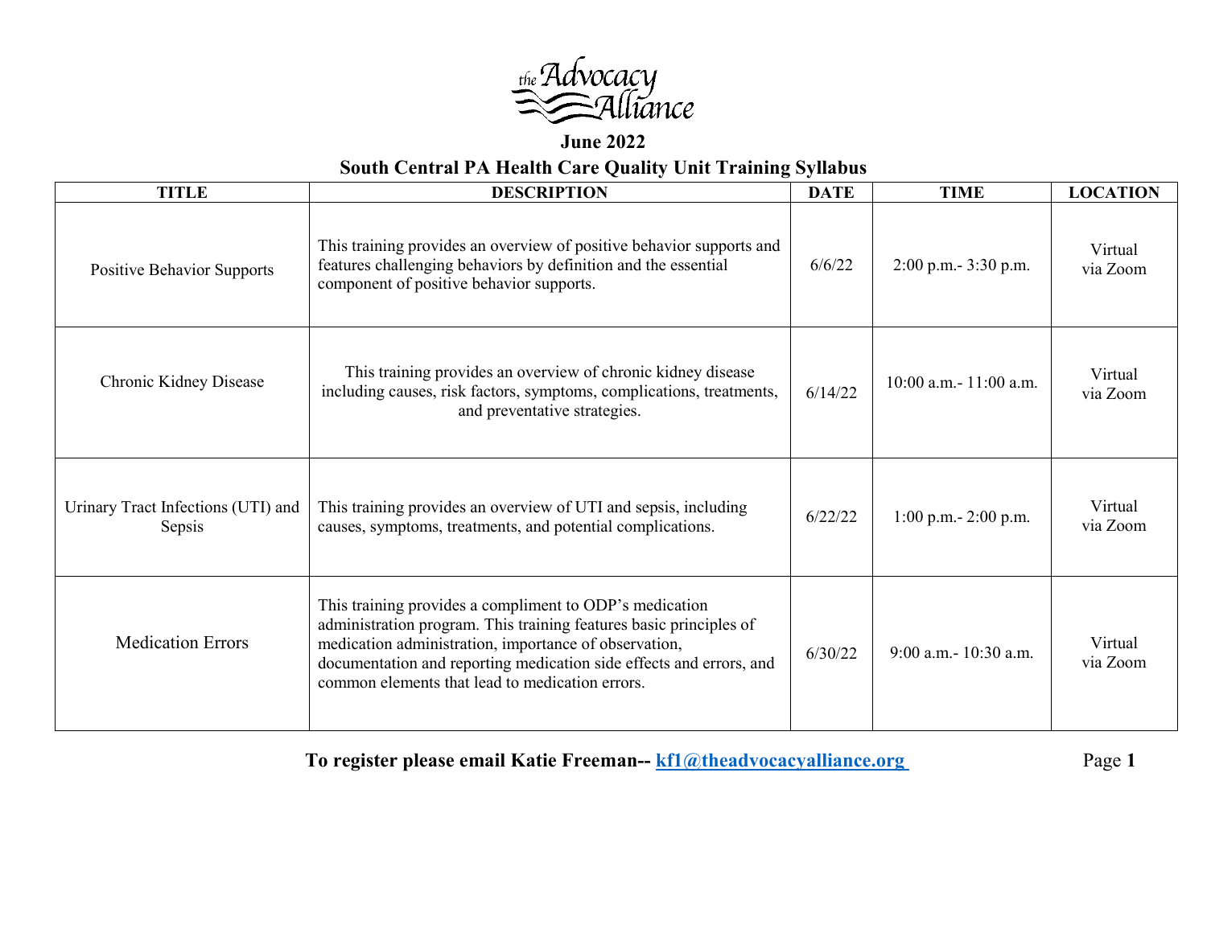the Advocacy Alliance

**June 2022**

**South Central PA Health Care Quality Unit Training Syllabus**

| TITLE | DESCRIPTION | DATE | TIME | LOCATION |
|---|---|---|---|---|
| Positive Behavior Supports | This training provides an overview of positive behavior supports and features challenging behaviors by definition and the essential component of positive behavior supports. | 6/6/22 | 2:00 p.m.- 3:30 p.m. | Virtual via Zoom |
| Chronic Kidney Disease | This training provides an overview of chronic kidney disease including causes, risk factors, symptoms, complications, treatments, and preventative strategies. | 6/14/22 | 10:00 a.m.- 11:00 a.m. | Virtual via Zoom |
| Urinary Tract Infections (UTI) and Sepsis | This training provides an overview of UTI and sepsis, including causes, symptoms, treatments, and potential complications. | 6/22/22 | 1:00 p.m.- 2:00 p.m. | Virtual via Zoom |
| Medication Errors | This training provides a compliment to ODP's medication administration program. This training features basic principles of medication administration, importance of observation, documentation and reporting medication side effects and errors, and common elements that lead to medication errors. | 6/30/22 | 9:00 a.m.- 10:30 a.m. | Virtual via Zoom |

**To register please email Katie Freeman-- kf1@theadvocacyalliance.org**